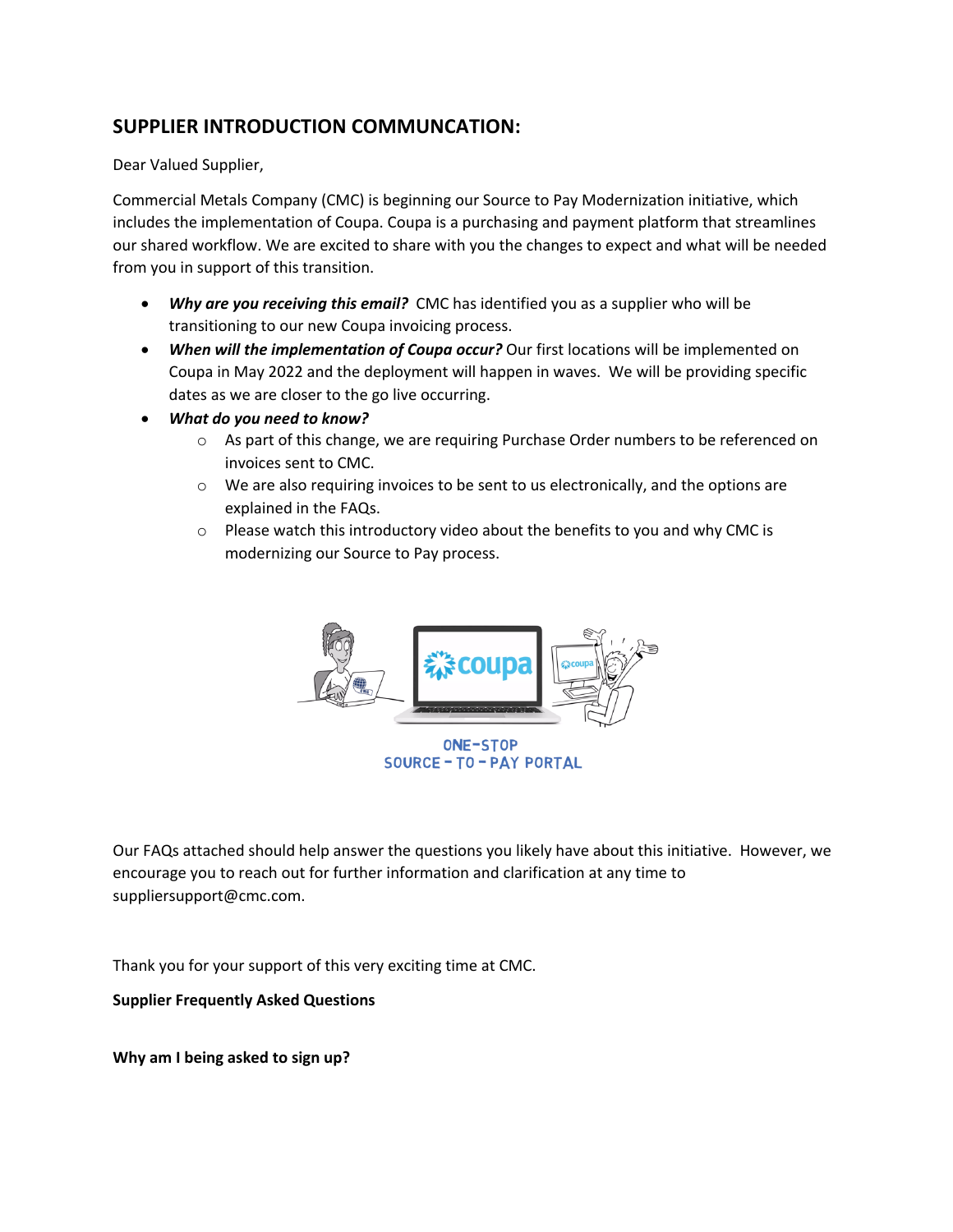## SUPPLIER INTRODUCTION COMMUNCATION:

Dear Valued Supplier,

Commercial Metals Company (CMC) is beginning our Source to Pay Modernization initiative, which includes the implementation of Coupa. Coupa is a purchasing and payment platform that streamlines our shared workflow. We are excited to share with you the changes to expect and what will be needed from you in support of this transition.

- ***Why are you receiving this email?*** CMC has identified you as a supplier who will be transitioning to our new Coupa invoicing process.
- ***When will the implementation of Coupa occur?*** Our first locations will be implemented on Coupa in May 2022 and the deployment will happen in waves. We will be providing specific dates as we are closer to the go live occurring.
- ***What do you need to know?***
  - As part of this change, we are requiring Purchase Order numbers to be referenced on invoices sent to CMC.
  - We are also requiring invoices to be sent to us electronically, and the options are explained in the FAQs.
  - Please watch this introductory video about the benefits to you and why CMC is modernizing our Source to Pay process.

coupa

ONE-STOP
SOURCE-TO-PAY PORTAL

Our FAQs attached should help answer the questions you likely have about this initiative. However, we encourage you to reach out for further information and clarification at any time to suppliersupport@cmc.com.

Thank you for your support of this very exciting time at CMC.

**Supplier Frequently Asked Questions**

**Why am I being asked to sign up?**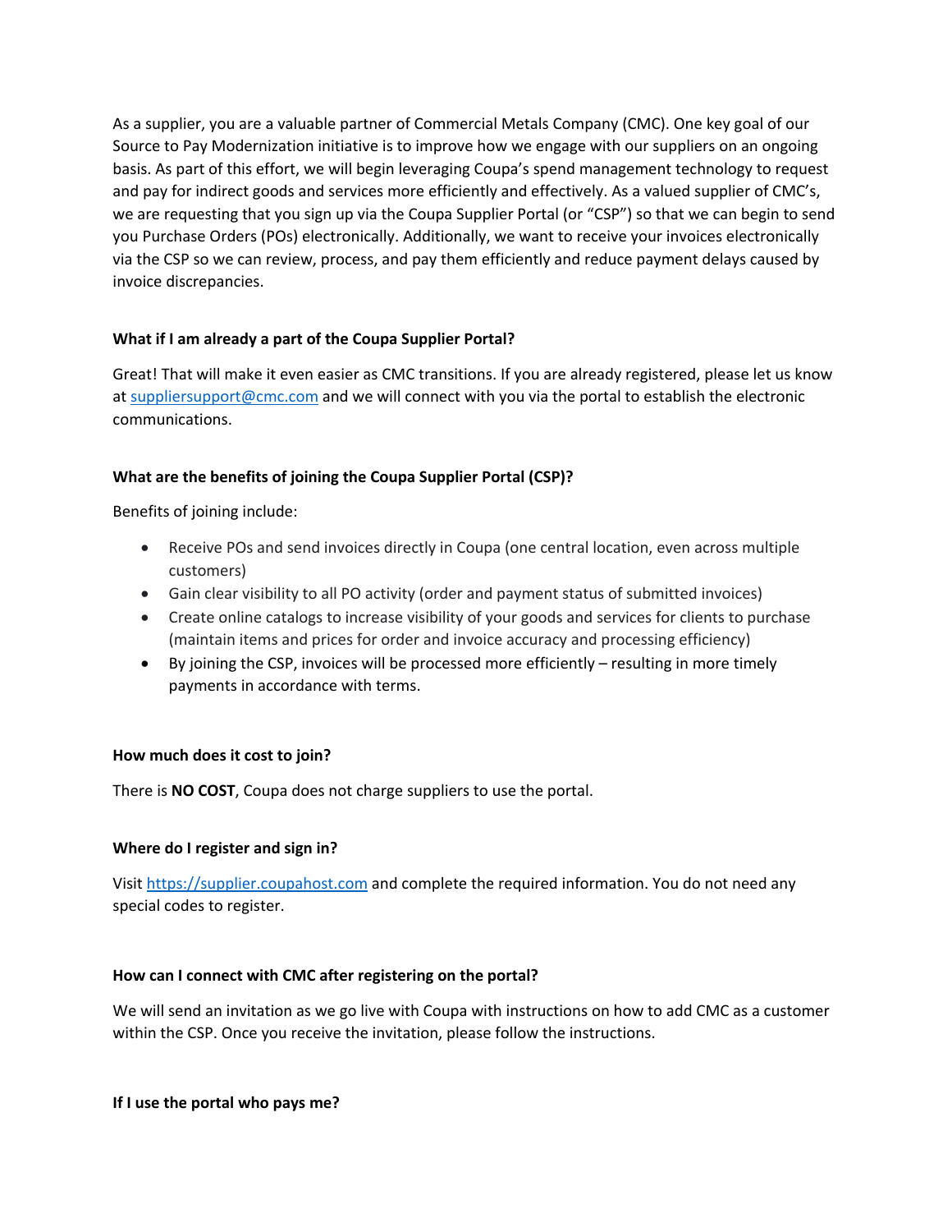As a supplier, you are a valuable partner of Commercial Metals Company (CMC). One key goal of our Source to Pay Modernization initiative is to improve how we engage with our suppliers on an ongoing basis. As part of this effort, we will begin leveraging Coupa's spend management technology to request and pay for indirect goods and services more efficiently and effectively. As a valued supplier of CMC's, we are requesting that you sign up via the Coupa Supplier Portal (or "CSP") so that we can begin to send you Purchase Orders (POs) electronically. Additionally, we want to receive your invoices electronically via the CSP so we can review, process, and pay them efficiently and reduce payment delays caused by invoice discrepancies.

**What if I am already a part of the Coupa Supplier Portal?**

Great! That will make it even easier as CMC transitions. If you are already registered, please let us know at suppliersupport@cmc.com and we will connect with you via the portal to establish the electronic communications.

**What are the benefits of joining the Coupa Supplier Portal (CSP)?**

Benefits of joining include:

- Receive POs and send invoices directly in Coupa (one central location, even across multiple customers)
- Gain clear visibility to all PO activity (order and payment status of submitted invoices)
- Create online catalogs to increase visibility of your goods and services for clients to purchase (maintain items and prices for order and invoice accuracy and processing efficiency)
- By joining the CSP, invoices will be processed more efficiently – resulting in more timely payments in accordance with terms.

**How much does it cost to join?**

There is **NO COST**, Coupa does not charge suppliers to use the portal.

**Where do I register and sign in?**

Visit https://supplier.coupahost.com and complete the required information. You do not need any special codes to register.

**How can I connect with CMC after registering on the portal?**

We will send an invitation as we go live with Coupa with instructions on how to add CMC as a customer within the CSP. Once you receive the invitation, please follow the instructions.

**If I use the portal who pays me?**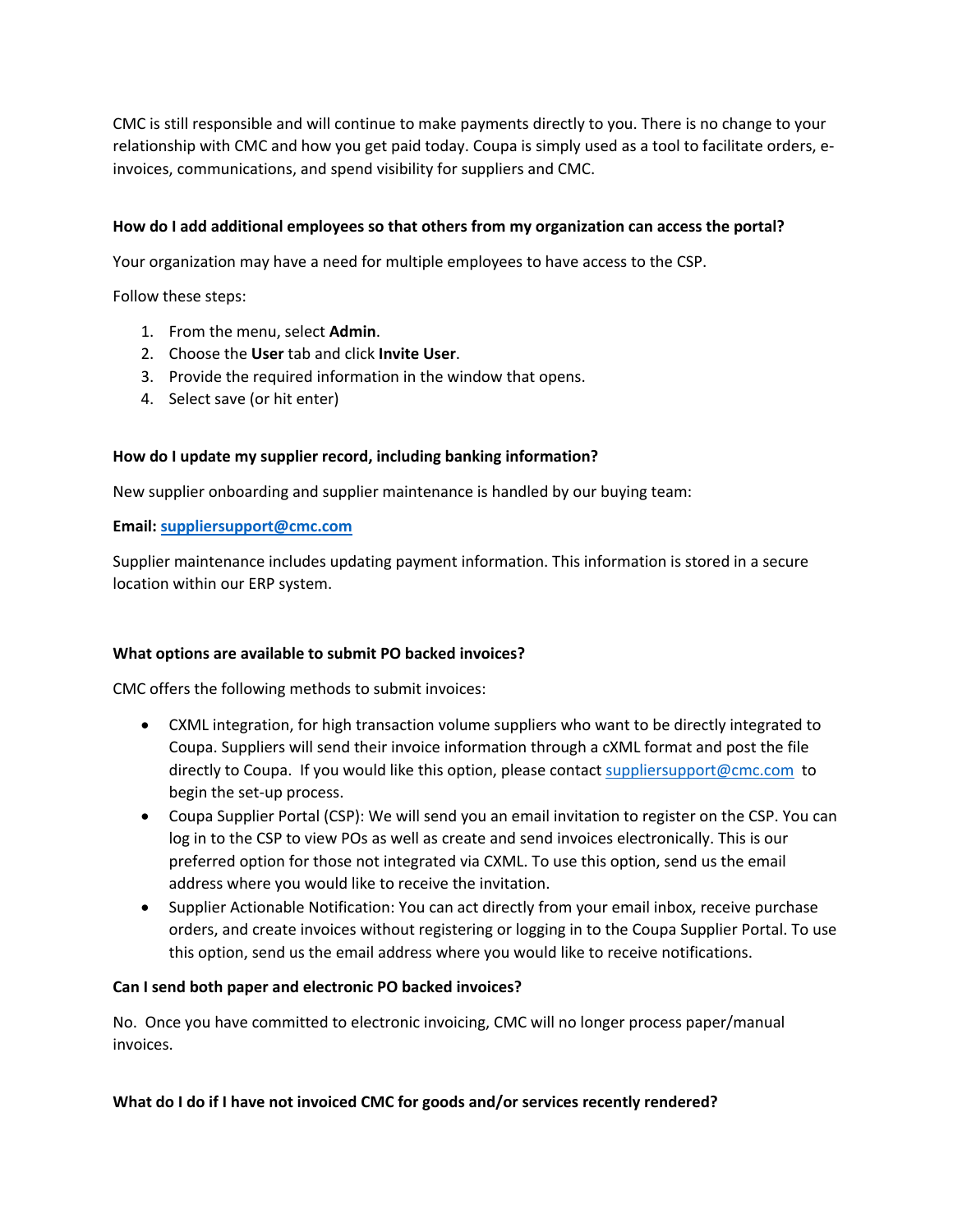CMC is still responsible and will continue to make payments directly to you. There is no change to your relationship with CMC and how you get paid today. Coupa is simply used as a tool to facilitate orders, e-invoices, communications, and spend visibility for suppliers and CMC.

**How do I add additional employees so that others from my organization can access the portal?**

Your organization may have a need for multiple employees to have access to the CSP.

Follow these steps:

1. From the menu, select **Admin**.
2. Choose the **User** tab and click **Invite User**.
3. Provide the required information in the window that opens.
4. Select save (or hit enter)

**How do I update my supplier record, including banking information?**

New supplier onboarding and supplier maintenance is handled by our buying team:

**Email: suppliersupport@cmc.com**

Supplier maintenance includes updating payment information. This information is stored in a secure location within our ERP system.

**What options are available to submit PO backed invoices?**

CMC offers the following methods to submit invoices:

- CXML integration, for high transaction volume suppliers who want to be directly integrated to Coupa. Suppliers will send their invoice information through a cXML format and post the file directly to Coupa. If you would like this option, please contact suppliersupport@cmc.com to begin the set-up process.
- Coupa Supplier Portal (CSP): We will send you an email invitation to register on the CSP. You can log in to the CSP to view POs as well as create and send invoices electronically. This is our preferred option for those not integrated via CXML. To use this option, send us the email address where you would like to receive the invitation.
- Supplier Actionable Notification: You can act directly from your email inbox, receive purchase orders, and create invoices without registering or logging in to the Coupa Supplier Portal. To use this option, send us the email address where you would like to receive notifications.

**Can I send both paper and electronic PO backed invoices?**

No. Once you have committed to electronic invoicing, CMC will no longer process paper/manual invoices.

**What do I do if I have not invoiced CMC for goods and/or services recently rendered?**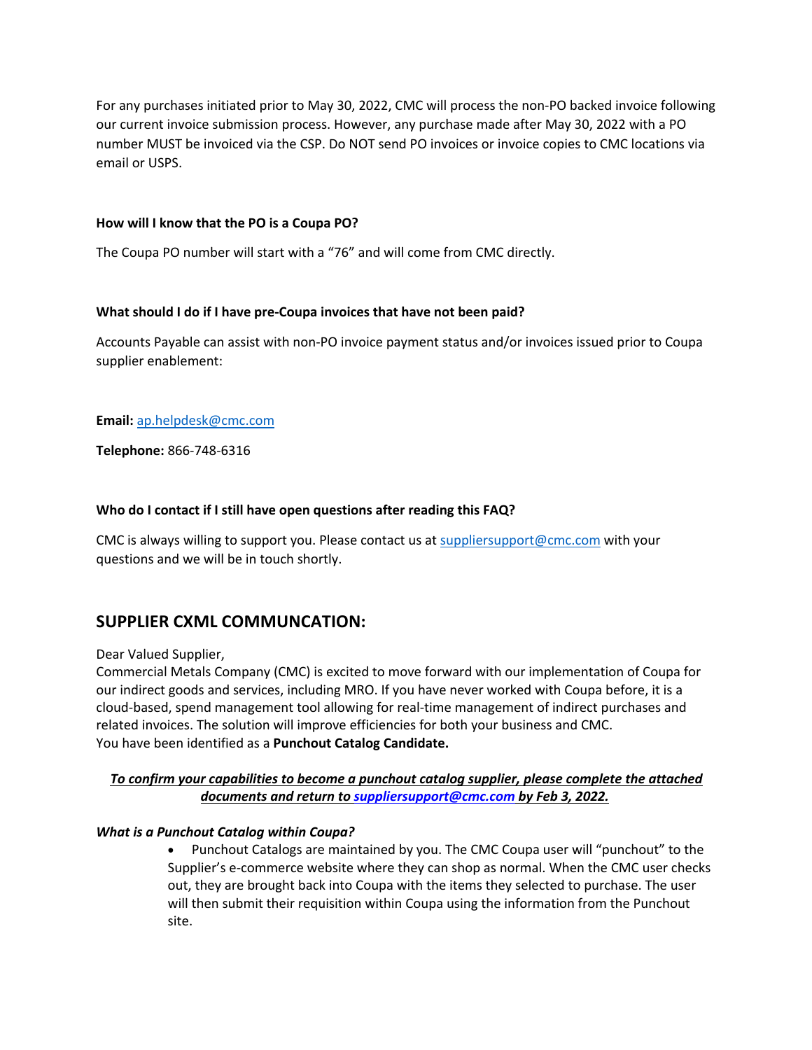For any purchases initiated prior to May 30, 2022, CMC will process the non-PO backed invoice following our current invoice submission process. However, any purchase made after May 30, 2022 with a PO number MUST be invoiced via the CSP. Do NOT send PO invoices or invoice copies to CMC locations via email or USPS.

**How will I know that the PO is a Coupa PO?**

The Coupa PO number will start with a "76" and will come from CMC directly.

**What should I do if I have pre-Coupa invoices that have not been paid?**

Accounts Payable can assist with non-PO invoice payment status and/or invoices issued prior to Coupa supplier enablement:

**Email:** ap.helpdesk@cmc.com

**Telephone:** 866-748-6316

**Who do I contact if I still have open questions after reading this FAQ?**

CMC is always willing to support you. Please contact us at suppliersupport@cmc.com with your questions and we will be in touch shortly.

## SUPPLIER CXML COMMUNCATION:

Dear Valued Supplier,
Commercial Metals Company (CMC) is excited to move forward with our implementation of Coupa for our indirect goods and services, including MRO. If you have never worked with Coupa before, it is a cloud-based, spend management tool allowing for real-time management of indirect purchases and related invoices. The solution will improve efficiencies for both your business and CMC.
You have been identified as a **Punchout Catalog Candidate.**

***To confirm your capabilities to become a punchout catalog supplier, please complete the attached documents and return to suppliersupport@cmc.com by Feb 3, 2022.***

***What is a Punchout Catalog within Coupa?***

- Punchout Catalogs are maintained by you. The CMC Coupa user will "punchout" to the Supplier's e-commerce website where they can shop as normal. When the CMC user checks out, they are brought back into Coupa with the items they selected to purchase. The user will then submit their requisition within Coupa using the information from the Punchout site.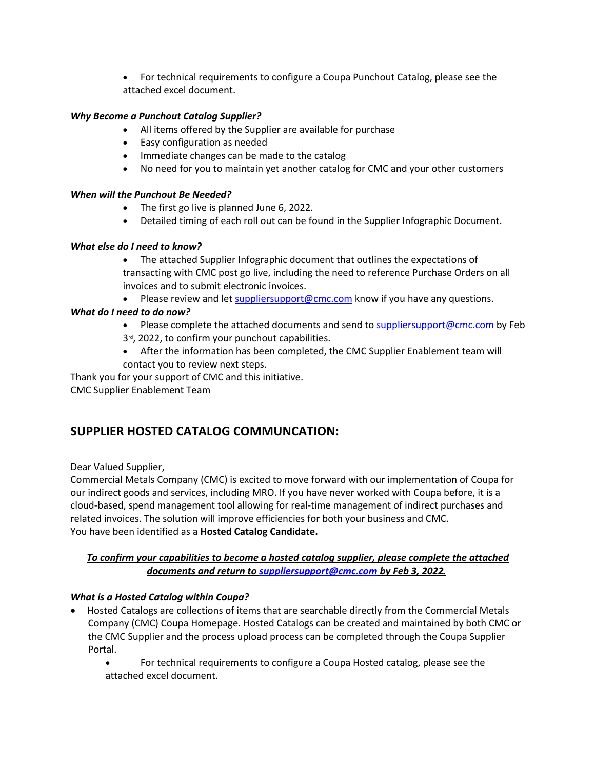- For technical requirements to configure a Coupa Punchout Catalog, please see the attached excel document.

***Why Become a Punchout Catalog Supplier?***

- All items offered by the Supplier are available for purchase
- Easy configuration as needed
- Immediate changes can be made to the catalog
- No need for you to maintain yet another catalog for CMC and your other customers

***When will the Punchout Be Needed?***

- The first go live is planned June 6, 2022.
- Detailed timing of each roll out can be found in the Supplier Infographic Document.

***What else do I need to know?***

- The attached Supplier Infographic document that outlines the expectations of transacting with CMC post go live, including the need to reference Purchase Orders on all invoices and to submit electronic invoices.
- Please review and let suppliersupport@cmc.com know if you have any questions.

***What do I need to do now?***

- Please complete the attached documents and send to suppliersupport@cmc.com by Feb 3rd, 2022, to confirm your punchout capabilities.
- After the information has been completed, the CMC Supplier Enablement team will contact you to review next steps.

Thank you for your support of CMC and this initiative.
CMC Supplier Enablement Team

## SUPPLIER HOSTED CATALOG COMMUNCATION:

Dear Valued Supplier,
Commercial Metals Company (CMC) is excited to move forward with our implementation of Coupa for our indirect goods and services, including MRO. If you have never worked with Coupa before, it is a cloud-based, spend management tool allowing for real-time management of indirect purchases and related invoices. The solution will improve efficiencies for both your business and CMC.
You have been identified as a **Hosted Catalog Candidate.**

***To confirm your capabilities to become a hosted catalog supplier, please complete the attached documents and return to suppliersupport@cmc.com by Feb 3, 2022.***

***What is a Hosted Catalog within Coupa?***

- Hosted Catalogs are collections of items that are searchable directly from the Commercial Metals Company (CMC) Coupa Homepage. Hosted Catalogs can be created and maintained by both CMC or the CMC Supplier and the process upload process can be completed through the Coupa Supplier Portal.
  - For technical requirements to configure a Coupa Hosted catalog, please see the attached excel document.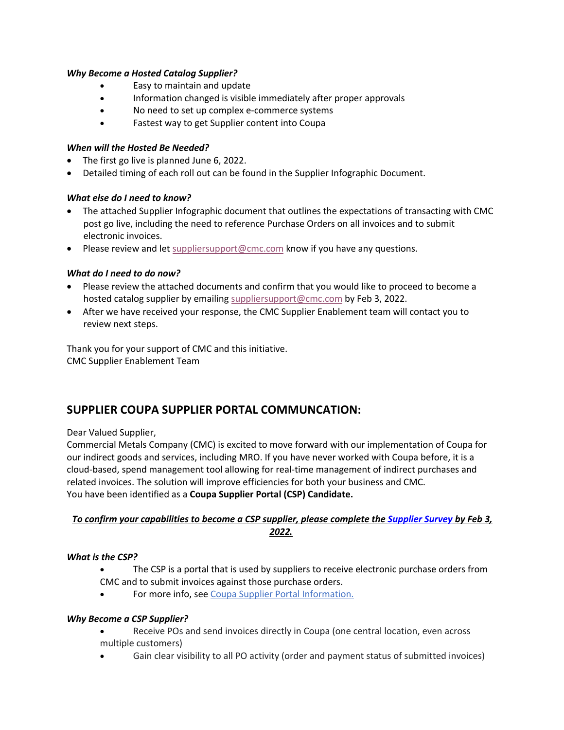***Why Become a Hosted Catalog Supplier?***

- Easy to maintain and update
- Information changed is visible immediately after proper approvals
- No need to set up complex e-commerce systems
- Fastest way to get Supplier content into Coupa

***When will the Hosted Be Needed?***

- The first go live is planned June 6, 2022.
- Detailed timing of each roll out can be found in the Supplier Infographic Document.

***What else do I need to know?***

- The attached Supplier Infographic document that outlines the expectations of transacting with CMC post go live, including the need to reference Purchase Orders on all invoices and to submit electronic invoices.
- Please review and let suppliersupport@cmc.com know if you have any questions.

***What do I need to do now?***

- Please review the attached documents and confirm that you would like to proceed to become a hosted catalog supplier by emailing suppliersupport@cmc.com by Feb 3, 2022.
- After we have received your response, the CMC Supplier Enablement team will contact you to review next steps.

Thank you for your support of CMC and this initiative.
CMC Supplier Enablement Team

## SUPPLIER COUPA SUPPLIER PORTAL COMMUNCATION:

Dear Valued Supplier,
Commercial Metals Company (CMC) is excited to move forward with our implementation of Coupa for our indirect goods and services, including MRO. If you have never worked with Coupa before, it is a cloud-based, spend management tool allowing for real-time management of indirect purchases and related invoices. The solution will improve efficiencies for both your business and CMC.
You have been identified as a **Coupa Supplier Portal (CSP) Candidate.**

***To confirm your capabilities to become a CSP supplier, please complete the Supplier Survey by Feb 3, 2022.***

***What is the CSP?***

- The CSP is a portal that is used by suppliers to receive electronic purchase orders from CMC and to submit invoices against those purchase orders.
- For more info, see Coupa Supplier Portal Information.

***Why Become a CSP Supplier?***

- Receive POs and send invoices directly in Coupa (one central location, even across multiple customers)
- Gain clear visibility to all PO activity (order and payment status of submitted invoices)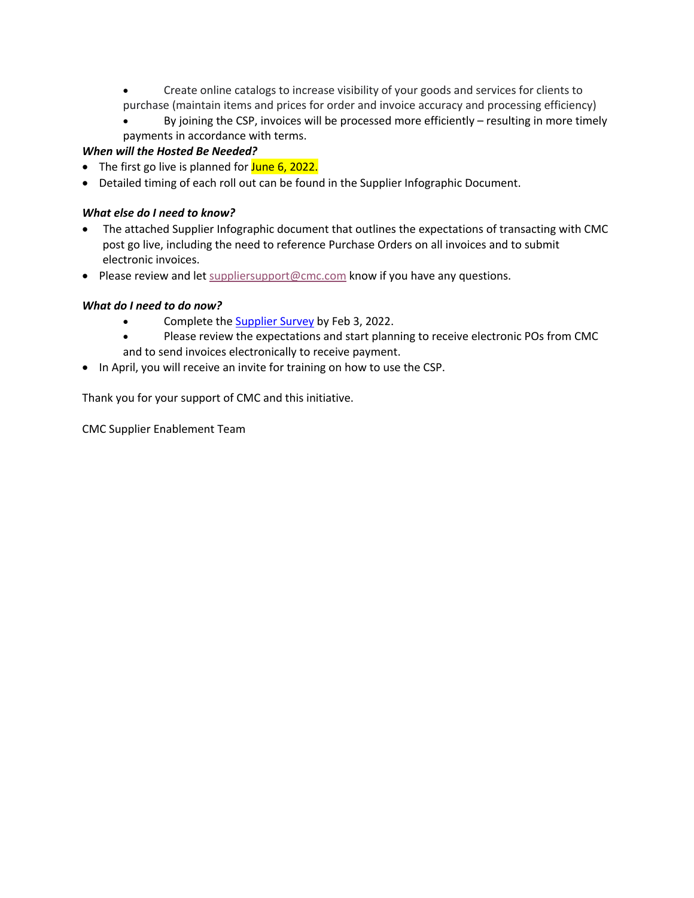- Create online catalogs to increase visibility of your goods and services for clients to purchase (maintain items and prices for order and invoice accuracy and processing efficiency)
- By joining the CSP, invoices will be processed more efficiently – resulting in more timely payments in accordance with terms.

***When will the Hosted Be Needed?***

- The first go live is planned for June 6, 2022.
- Detailed timing of each roll out can be found in the Supplier Infographic Document.

***What else do I need to know?***

- The attached Supplier Infographic document that outlines the expectations of transacting with CMC post go live, including the need to reference Purchase Orders on all invoices and to submit electronic invoices.
- Please review and let suppliersupport@cmc.com know if you have any questions.

***What do I need to do now?***

- Complete the Supplier Survey by Feb 3, 2022.
- Please review the expectations and start planning to receive electronic POs from CMC and to send invoices electronically to receive payment.
- In April, you will receive an invite for training on how to use the CSP.

Thank you for your support of CMC and this initiative.

CMC Supplier Enablement Team